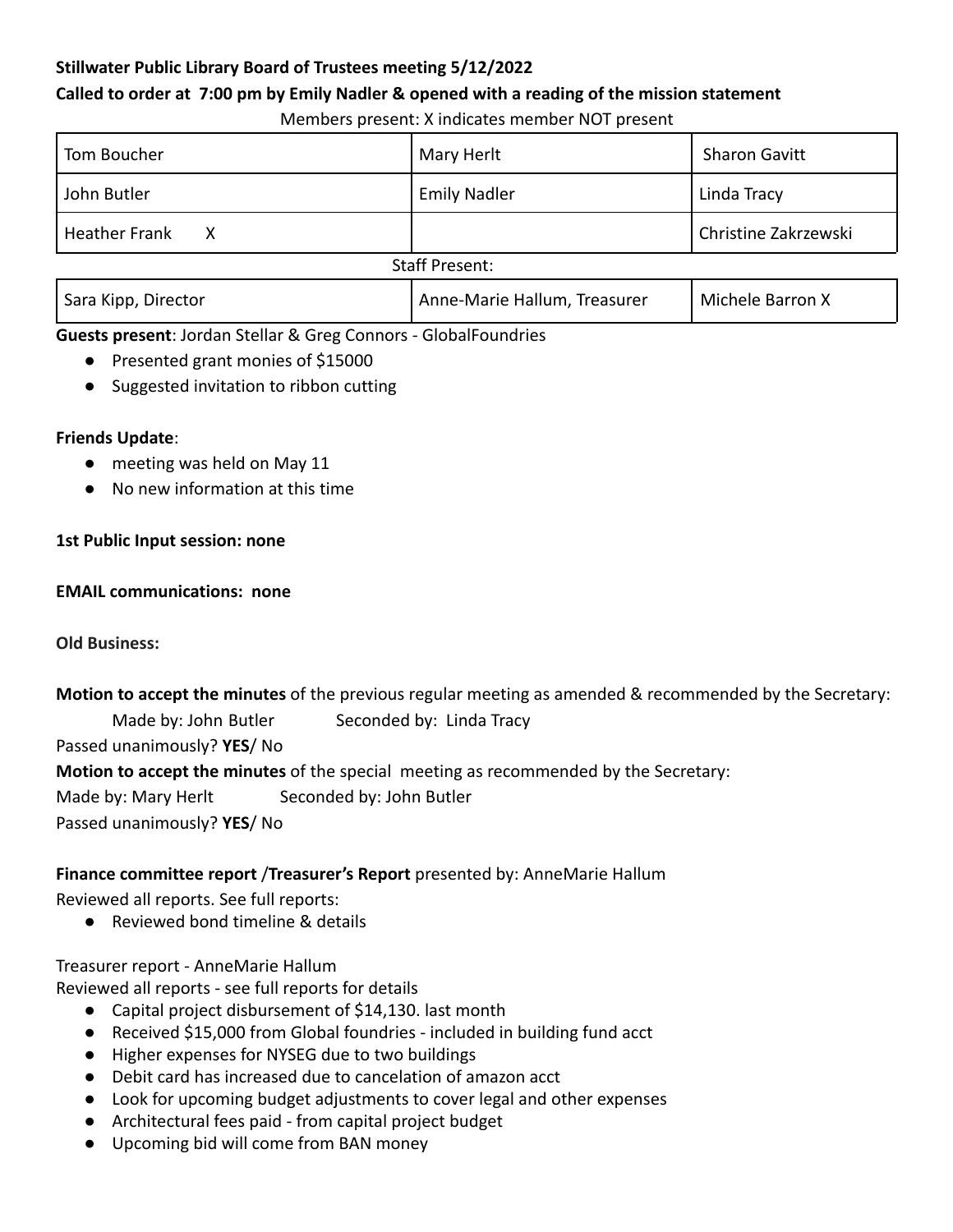**Stillwater Public Library Board of Trustees meeting 5/12/2022**

**Called to order at 7:00 pm by Emily Nadler & opened with a reading of the mission statement**

Members present: X indicates member NOT present

| | | |
|---|---|---|
| Tom Boucher | Mary Herlt | Sharon Gavitt |
| John Butler | Emily Nadler | Linda Tracy |
| Heather Frank X | | Christine Zakrzewski |

Staff Present:

| | | |
|---|---|---|
| Sara Kipp, Director | Anne-Marie Hallum, Treasurer | Michele Barron X |

**Guests present**: Jordan Stellar & Greg Connors - GlobalFoundries

- Presented grant monies of $15000
- Suggested invitation to ribbon cutting

**Friends Update**:

- meeting was held on May 11
- No new information at this time

**1st Public Input session: none**

**EMAIL communications: none**

**Old Business:**

**Motion to accept the minutes** of the previous regular meeting as amended & recommended by the Secretary:

Made by: John Butler Seconded by: Linda Tracy

Passed unanimously? **YES**/ No

**Motion to accept the minutes** of the special meeting as recommended by the Secretary:

Made by: Mary Herlt Seconded by: John Butler

Passed unanimously? **YES**/ No

**Finance committee report** /**Treasurer's Report** presented by: AnneMarie Hallum

Reviewed all reports. See full reports:

- Reviewed bond timeline & details

Treasurer report - AnneMarie Hallum

Reviewed all reports - see full reports for details

- Capital project disbursement of $14,130. last month
- Received $15,000 from Global foundries - included in building fund acct
- Higher expenses for NYSEG due to two buildings
- Debit card has increased due to cancelation of amazon acct
- Look for upcoming budget adjustments to cover legal and other expenses
- Architectural fees paid - from capital project budget
- Upcoming bid will come from BAN money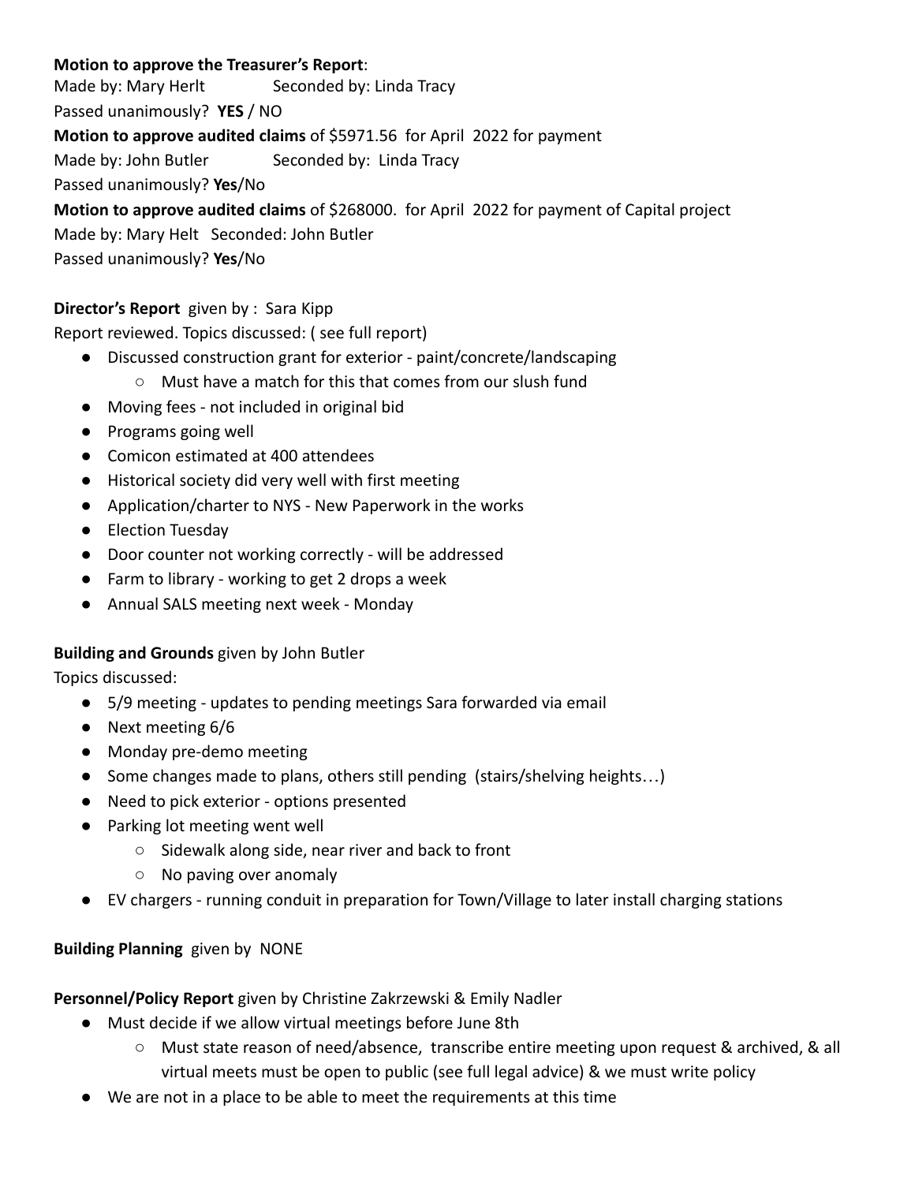**Motion to approve the Treasurer's Report**:

Made by: Mary Herlt Seconded by: Linda Tracy

Passed unanimously? **YES** / NO

**Motion to approve audited claims** of $5971.56 for April 2022 for payment

Made by: John Butler Seconded by: Linda Tracy

Passed unanimously? **Yes**/No

**Motion to approve audited claims** of $268000. for April 2022 for payment of Capital project

Made by: Mary Helt Seconded: John Butler

Passed unanimously? **Yes**/No

**Director's Report** given by : Sara Kipp

Report reviewed. Topics discussed: ( see full report)

- Discussed construction grant for exterior - paint/concrete/landscaping
  - Must have a match for this that comes from our slush fund
- Moving fees - not included in original bid
- Programs going well
- Comicon estimated at 400 attendees
- Historical society did very well with first meeting
- Application/charter to NYS - New Paperwork in the works
- Election Tuesday
- Door counter not working correctly - will be addressed
- Farm to library - working to get 2 drops a week
- Annual SALS meeting next week - Monday

**Building and Grounds** given by John Butler

Topics discussed:

- 5/9 meeting - updates to pending meetings Sara forwarded via email
- Next meeting 6/6
- Monday pre-demo meeting
- Some changes made to plans, others still pending (stairs/shelving heights…)
- Need to pick exterior - options presented
- Parking lot meeting went well
  - Sidewalk along side, near river and back to front
  - No paving over anomaly
- EV chargers - running conduit in preparation for Town/Village to later install charging stations

**Building Planning** given by NONE

**Personnel/Policy Report** given by Christine Zakrzewski & Emily Nadler

- Must decide if we allow virtual meetings before June 8th
  - Must state reason of need/absence, transcribe entire meeting upon request & archived, & all virtual meets must be open to public (see full legal advice) & we must write policy
- We are not in a place to be able to meet the requirements at this time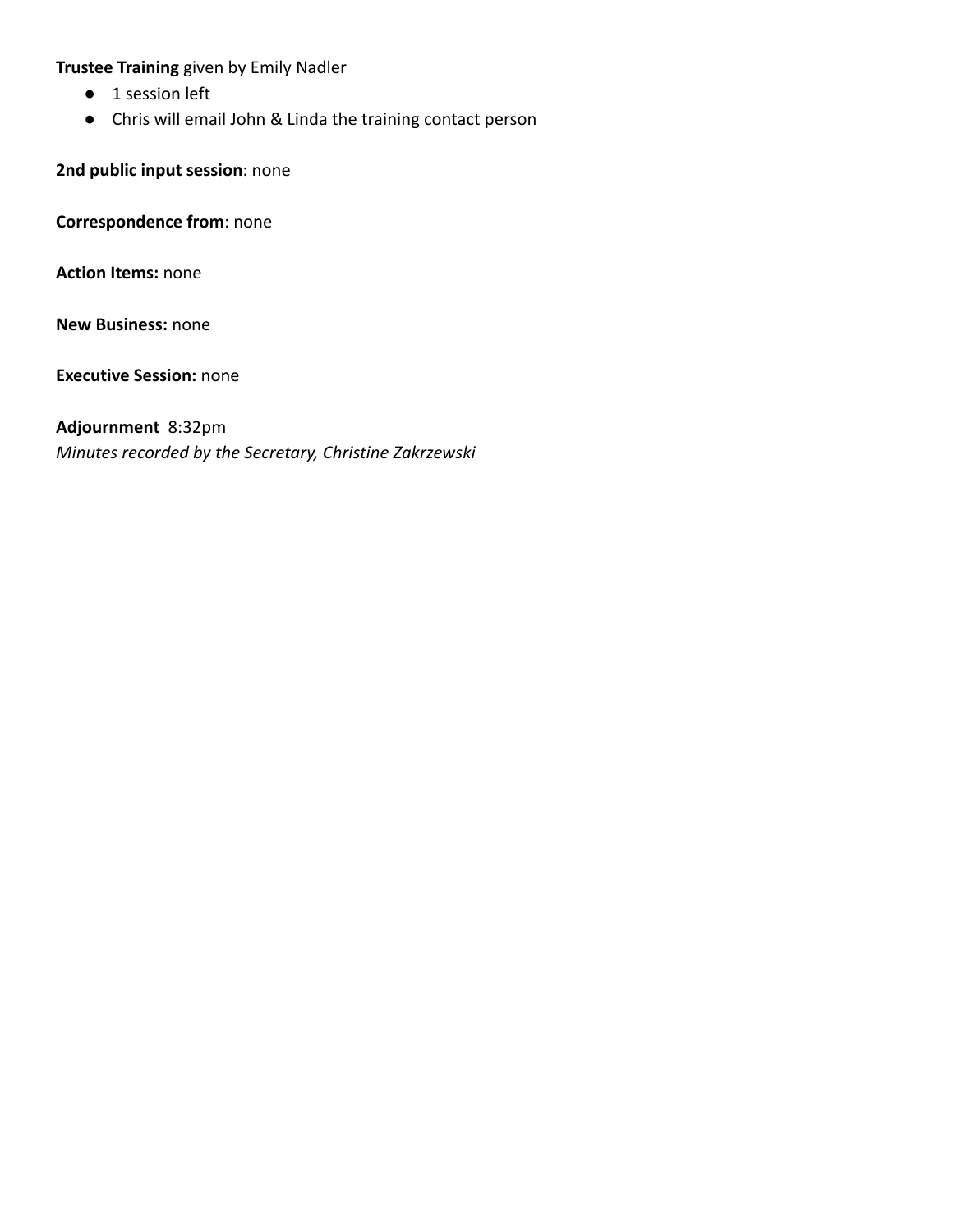**Trustee Training** given by Emily Nadler

- 1 session left
- Chris will email John & Linda the training contact person

**2nd public input session**: none

**Correspondence from**: none

**Action Items:** none

**New Business:** none

**Executive Session:** none

**Adjournment** 8:32pm

*Minutes recorded by the Secretary, Christine Zakrzewski*